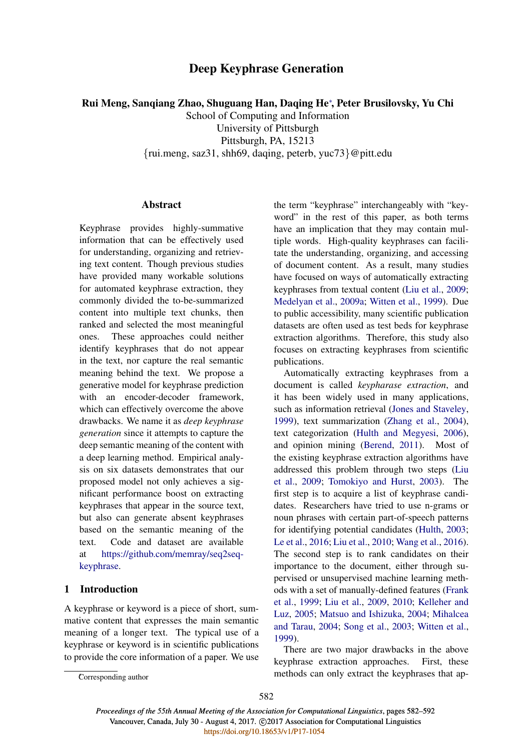# Deep Keyphrase Generation

**Rui Meng, Sanqiang Zhao, Shuguang Han, Daqing He*, Peter Brusilovsky, Yu Chi**

School of Computing and Information
University of Pittsburgh
Pittsburgh, PA, 15213
{rui.meng, saz31, shh69, daqing, peterb, yuc73}@pitt.edu

## Abstract

Keyphrase provides highly-summative information that can be effectively used for understanding, organizing and retrieving text content. Though previous studies have provided many workable solutions for automated keyphrase extraction, they commonly divided the to-be-summarized content into multiple text chunks, then ranked and selected the most meaningful ones. These approaches could neither identify keyphrases that do not appear in the text, nor capture the real semantic meaning behind the text. We propose a generative model for keyphrase prediction with an encoder-decoder framework, which can effectively overcome the above drawbacks. We name it as *deep keyphrase generation* since it attempts to capture the deep semantic meaning of the content with a deep learning method. Empirical analysis on six datasets demonstrates that our proposed model not only achieves a significant performance boost on extracting keyphrases that appear in the source text, but also can generate absent keyphrases based on the semantic meaning of the text. Code and dataset are available at https://github.com/memray/seq2seq-keyphrase.

## 1 Introduction

A keyphrase or keyword is a piece of short, summative content that expresses the main semantic meaning of a longer text. The typical use of a keyphrase or keyword is in scientific publications to provide the core information of a paper. We use the term "keyphrase" interchangeably with "keyword" in the rest of this paper, as both terms have an implication that they may contain multiple words. High-quality keyphrases can facilitate the understanding, organizing, and accessing of document content. As a result, many studies have focused on ways of automatically extracting keyphrases from textual content (Liu et al., 2009; Medelyan et al., 2009a; Witten et al., 1999). Due to public accessibility, many scientific publication datasets are often used as test beds for keyphrase extraction algorithms. Therefore, this study also focuses on extracting keyphrases from scientific publications.

Automatically extracting keyphrases from a document is called *keypharase extraction*, and it has been widely used in many applications, such as information retrieval (Jones and Staveley, 1999), text summarization (Zhang et al., 2004), text categorization (Hulth and Megyesi, 2006), and opinion mining (Berend, 2011). Most of the existing keyphrase extraction algorithms have addressed this problem through two steps (Liu et al., 2009; Tomokiyo and Hurst, 2003). The first step is to acquire a list of keyphrase candidates. Researchers have tried to use n-grams or noun phrases with certain part-of-speech patterns for identifying potential candidates (Hulth, 2003; Le et al., 2016; Liu et al., 2010; Wang et al., 2016). The second step is to rank candidates on their importance to the document, either through supervised or unsupervised machine learning methods with a set of manually-defined features (Frank et al., 1999; Liu et al., 2009, 2010; Kelleher and Luz, 2005; Matsuo and Ishizuka, 2004; Mihalcea and Tarau, 2004; Song et al., 2003; Witten et al., 1999).

There are two major drawbacks in the above keyphrase extraction approaches. First, these methods can only extract the keyphrases that ap-

*Corresponding author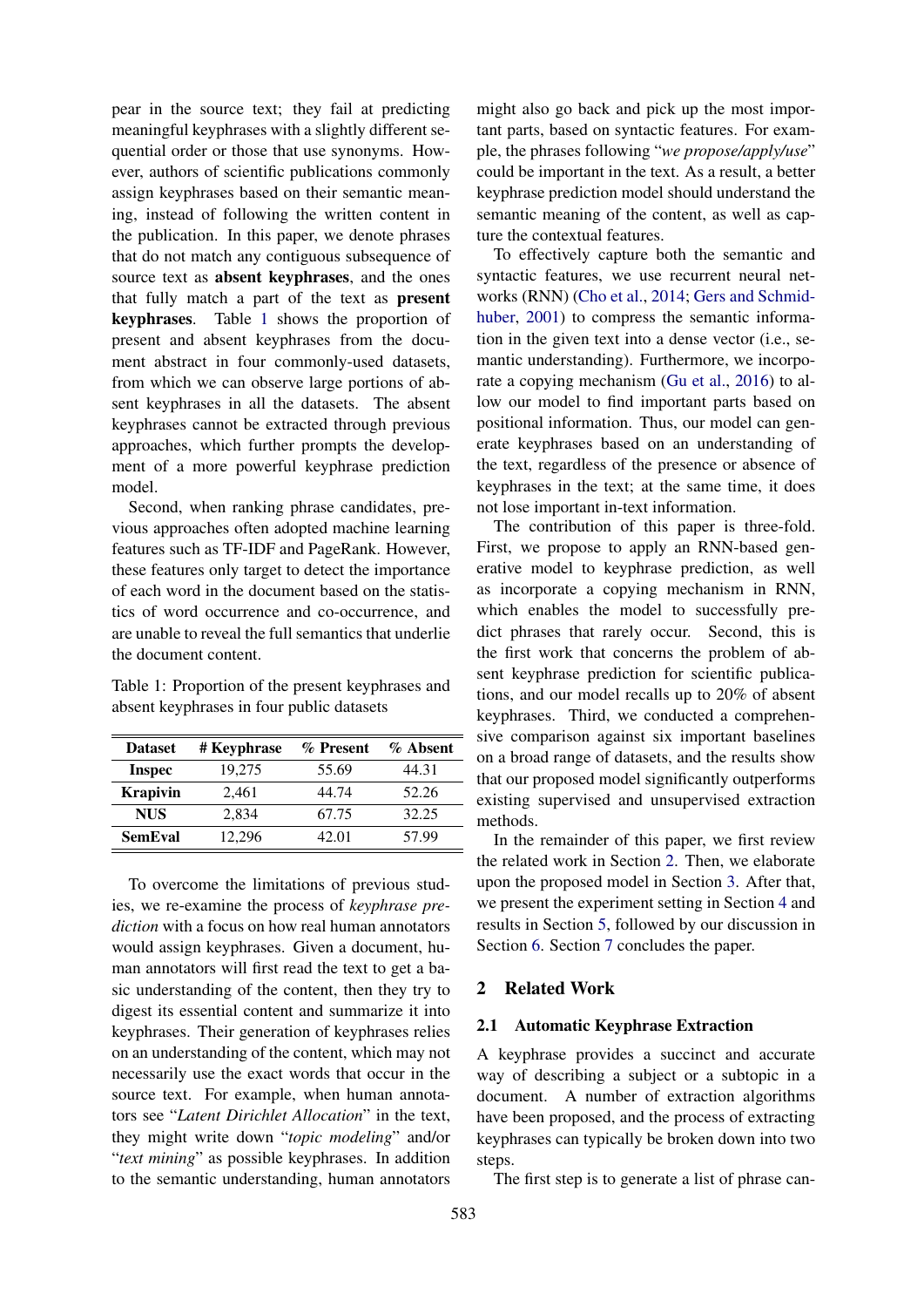pear in the source text; they fail at predicting meaningful keyphrases with a slightly different sequential order or those that use synonyms. However, authors of scientific publications commonly assign keyphrases based on their semantic meaning, instead of following the written content in the publication. In this paper, we denote phrases that do not match any contiguous subsequence of source text as **absent keyphrases**, and the ones that fully match a part of the text as **present keyphrases**. Table 1 shows the proportion of present and absent keyphrases from the document abstract in four commonly-used datasets, from which we can observe large portions of absent keyphrases in all the datasets. The absent keyphrases cannot be extracted through previous approaches, which further prompts the development of a more powerful keyphrase prediction model.

Second, when ranking phrase candidates, previous approaches often adopted machine learning features such as TF-IDF and PageRank. However, these features only target to detect the importance of each word in the document based on the statistics of word occurrence and co-occurrence, and are unable to reveal the full semantics that underlie the document content.

Table 1: Proportion of the present keyphrases and absent keyphrases in four public datasets

| Dataset | # Keyphrase | % Present | % Absent |
|---|---|---|---|
| **Inspec** | 19,275 | 55.69 | 44.31 |
| **Krapivin** | 2,461 | 44.74 | 52.26 |
| **NUS** | 2,834 | 67.75 | 32.25 |
| **SemEval** | 12,296 | 42.01 | 57.99 |

To overcome the limitations of previous studies, we re-examine the process of *keyphrase prediction* with a focus on how real human annotators would assign keyphrases. Given a document, human annotators will first read the text to get a basic understanding of the content, then they try to digest its essential content and summarize it into keyphrases. Their generation of keyphrases relies on an understanding of the content, which may not necessarily use the exact words that occur in the source text. For example, when human annotators see "*Latent Dirichlet Allocation*" in the text, they might write down "*topic modeling*" and/or "*text mining*" as possible keyphrases. In addition to the semantic understanding, human annotators might also go back and pick up the most important parts, based on syntactic features. For example, the phrases following "*we propose/apply/use*" could be important in the text. As a result, a better keyphrase prediction model should understand the semantic meaning of the content, as well as capture the contextual features.

To effectively capture both the semantic and syntactic features, we use recurrent neural networks (RNN) (Cho et al., 2014; Gers and Schmidhuber, 2001) to compress the semantic information in the given text into a dense vector (i.e., semantic understanding). Furthermore, we incorporate a copying mechanism (Gu et al., 2016) to allow our model to find important parts based on positional information. Thus, our model can generate keyphrases based on an understanding of the text, regardless of the presence or absence of keyphrases in the text; at the same time, it does not lose important in-text information.

The contribution of this paper is three-fold. First, we propose to apply an RNN-based generative model to keyphrase prediction, as well as incorporate a copying mechanism in RNN, which enables the model to successfully predict phrases that rarely occur. Second, this is the first work that concerns the problem of absent keyphrase prediction for scientific publications, and our model recalls up to 20% of absent keyphrases. Third, we conducted a comprehensive comparison against six important baselines on a broad range of datasets, and the results show that our proposed model significantly outperforms existing supervised and unsupervised extraction methods.

In the remainder of this paper, we first review the related work in Section 2. Then, we elaborate upon the proposed model in Section 3. After that, we present the experiment setting in Section 4 and results in Section 5, followed by our discussion in Section 6. Section 7 concludes the paper.

## 2 Related Work

### 2.1 Automatic Keyphrase Extraction

A keyphrase provides a succinct and accurate way of describing a subject or a subtopic in a document. A number of extraction algorithms have been proposed, and the process of extracting keyphrases can typically be broken down into two steps.

The first step is to generate a list of phrase can-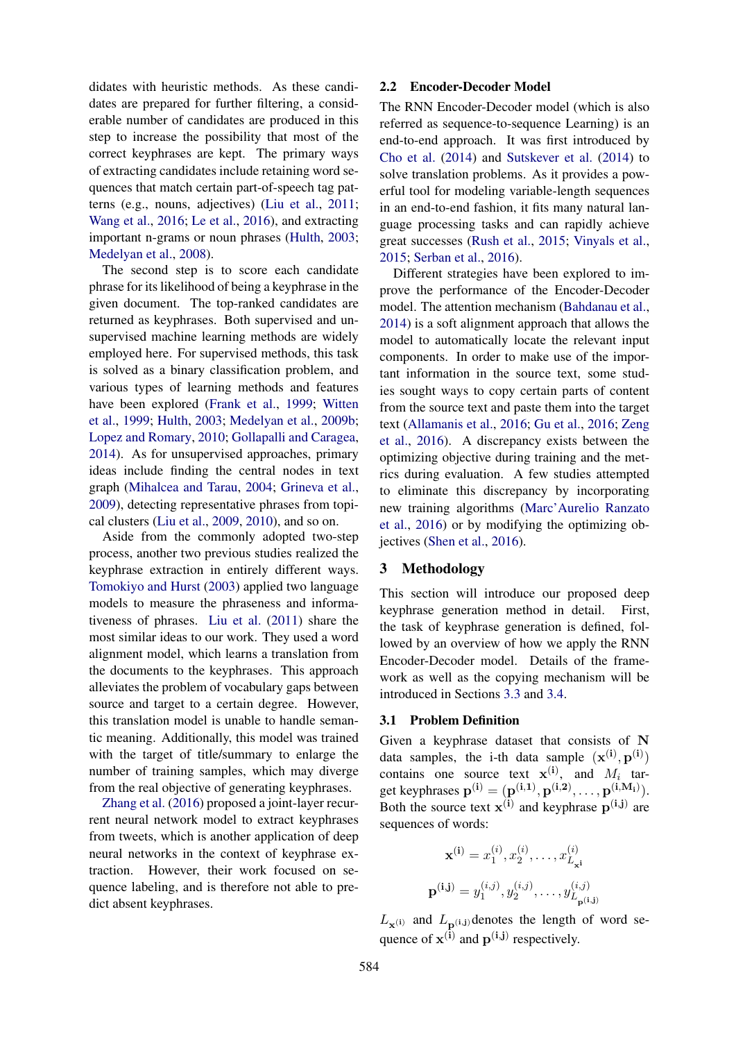didates with heuristic methods. As these candidates are prepared for further filtering, a considerable number of candidates are produced in this step to increase the possibility that most of the correct keyphrases are kept. The primary ways of extracting candidates include retaining word sequences that match certain part-of-speech tag patterns (e.g., nouns, adjectives) (Liu et al., 2011; Wang et al., 2016; Le et al., 2016), and extracting important n-grams or noun phrases (Hulth, 2003; Medelyan et al., 2008).

The second step is to score each candidate phrase for its likelihood of being a keyphrase in the given document. The top-ranked candidates are returned as keyphrases. Both supervised and unsupervised machine learning methods are widely employed here. For supervised methods, this task is solved as a binary classification problem, and various types of learning methods and features have been explored (Frank et al., 1999; Witten et al., 1999; Hulth, 2003; Medelyan et al., 2009b; Lopez and Romary, 2010; Gollapalli and Caragea, 2014). As for unsupervised approaches, primary ideas include finding the central nodes in text graph (Mihalcea and Tarau, 2004; Grineva et al., 2009), detecting representative phrases from topical clusters (Liu et al., 2009, 2010), and so on.

Aside from the commonly adopted two-step process, another two previous studies realized the keyphrase extraction in entirely different ways. Tomokiyo and Hurst (2003) applied two language models to measure the phraseness and informativeness of phrases. Liu et al. (2011) share the most similar ideas to our work. They used a word alignment model, which learns a translation from the documents to the keyphrases. This approach alleviates the problem of vocabulary gaps between source and target to a certain degree. However, this translation model is unable to handle semantic meaning. Additionally, this model was trained with the target of title/summary to enlarge the number of training samples, which may diverge from the real objective of generating keyphrases.

Zhang et al. (2016) proposed a joint-layer recurrent neural network model to extract keyphrases from tweets, which is another application of deep neural networks in the context of keyphrase extraction. However, their work focused on sequence labeling, and is therefore not able to predict absent keyphrases.

## 2.2 Encoder-Decoder Model

The RNN Encoder-Decoder model (which is also referred as sequence-to-sequence Learning) is an end-to-end approach. It was first introduced by Cho et al. (2014) and Sutskever et al. (2014) to solve translation problems. As it provides a powerful tool for modeling variable-length sequences in an end-to-end fashion, it fits many natural language processing tasks and can rapidly achieve great successes (Rush et al., 2015; Vinyals et al., 2015; Serban et al., 2016).

Different strategies have been explored to improve the performance of the Encoder-Decoder model. The attention mechanism (Bahdanau et al., 2014) is a soft alignment approach that allows the model to automatically locate the relevant input components. In order to make use of the important information in the source text, some studies sought ways to copy certain parts of content from the source text and paste them into the target text (Allamanis et al., 2016; Gu et al., 2016; Zeng et al., 2016). A discrepancy exists between the optimizing objective during training and the metrics during evaluation. A few studies attempted to eliminate this discrepancy by incorporating new training algorithms (Marc'Aurelio Ranzato et al., 2016) or by modifying the optimizing objectives (Shen et al., 2016).

# 3 Methodology

This section will introduce our proposed deep keyphrase generation method in detail. First, the task of keyphrase generation is defined, followed by an overview of how we apply the RNN Encoder-Decoder model. Details of the framework as well as the copying mechanism will be introduced in Sections 3.3 and 3.4.

## 3.1 Problem Definition

Given a keyphrase dataset that consists of $\mathbf{N}$ data samples, the i-th data sample $(\mathbf{x^{(i)}}, \mathbf{p^{(i)}})$ contains one source text $\mathbf{x^{(i)}}$, and $M_i$ target keyphrases $\mathbf{p^{(i)}} = (\mathbf{p^{(i,1)}}, \mathbf{p^{(i,2)}}, \ldots, \mathbf{p^{(i,M_i)}})$. Both the source text $\mathbf{x^{(i)}}$ and keyphrase $\mathbf{p^{(i,j)}}$ are sequences of words:

$$\mathbf{x^{(i)}} = x_1^{(i)}, x_2^{(i)}, \ldots, x_{L_{\mathbf{x^i}}}^{(i)}$$

$$\mathbf{p^{(i,j)}} = y_1^{(i,j)}, y_2^{(i,j)}, \ldots, y_{L_{\mathbf{p^{(i,j)}}}}^{(i,j)}$$

$L_{\mathbf{x^{(i)}}}$ and $L_{\mathbf{p^{(i,j)}}}$ denotes the length of word sequence of $\mathbf{x^{(i)}}$ and $\mathbf{p^{(i,j)}}$ respectively.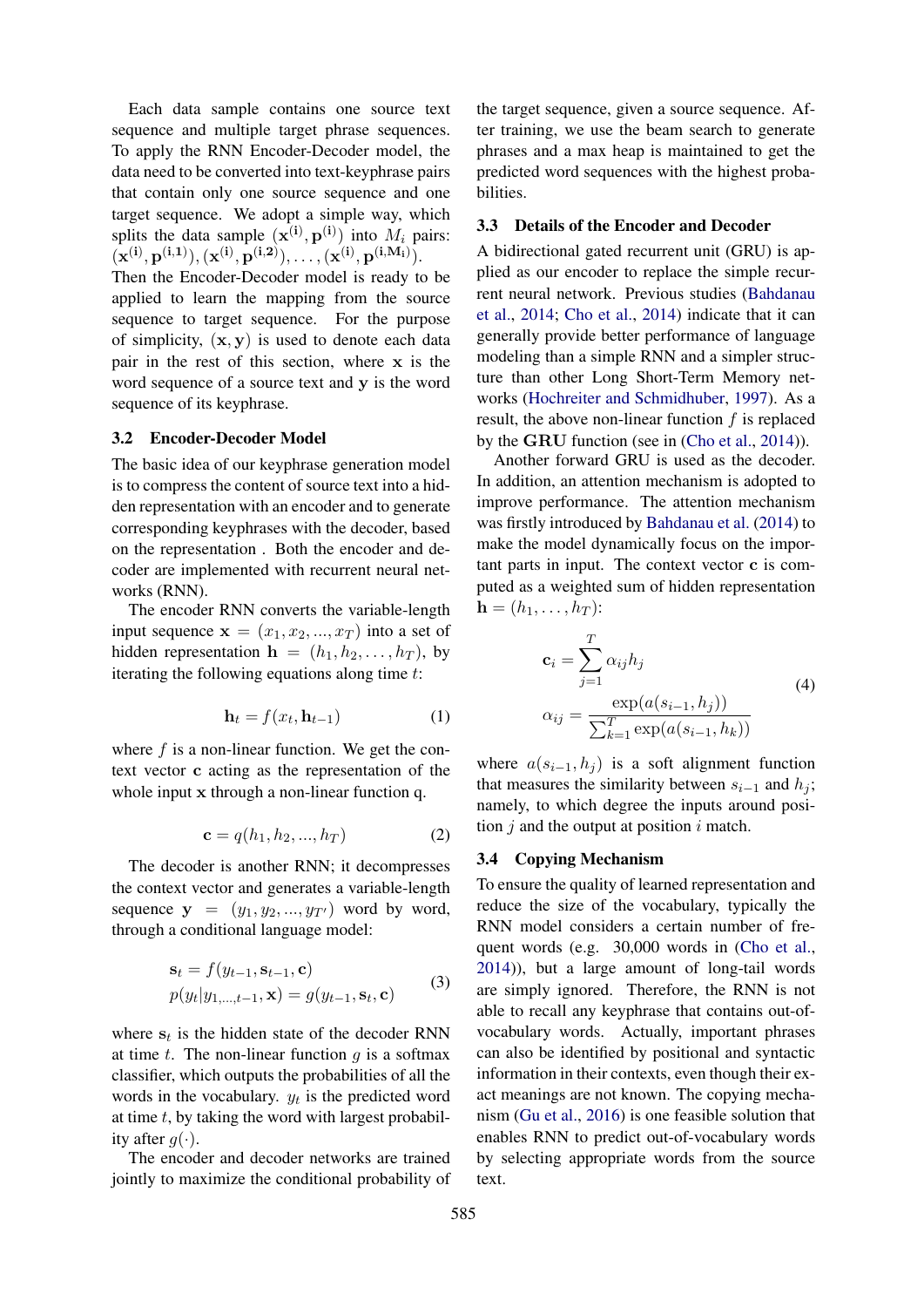Each data sample contains one source text sequence and multiple target phrase sequences. To apply the RNN Encoder-Decoder model, the data need to be converted into text-keyphrase pairs that contain only one source sequence and one target sequence. We adopt a simple way, which splits the data sample $(\mathbf{x^{(i)}}, \mathbf{p^{(i)}})$ into $M_i$ pairs: $(\mathbf{x^{(i)}}, \mathbf{p^{(i,1)}}), (\mathbf{x^{(i)}}, \mathbf{p^{(i,2)}}), \ldots, (\mathbf{x^{(i)}}, \mathbf{p^{(i,M_i)}})$. Then the Encoder-Decoder model is ready to be applied to learn the mapping from the source sequence to target sequence. For the purpose of simplicity, $(\mathbf{x}, \mathbf{y})$ is used to denote each data pair in the rest of this section, where $\mathbf{x}$ is the word sequence of a source text and $\mathbf{y}$ is the word sequence of its keyphrase.

### 3.2 Encoder-Decoder Model

The basic idea of our keyphrase generation model is to compress the content of source text into a hidden representation with an encoder and to generate corresponding keyphrases with the decoder, based on the representation . Both the encoder and decoder are implemented with recurrent neural networks (RNN).

The encoder RNN converts the variable-length input sequence $\mathbf{x} = (x_1, x_2, ..., x_T)$ into a set of hidden representation $\mathbf{h} = (h_1, h_2, \ldots, h_T)$, by iterating the following equations along time $t$:

$$\mathbf{h}_t = f(x_t, \mathbf{h}_{t-1}) \tag{1}$$

where $f$ is a non-linear function. We get the context vector $\mathbf{c}$ acting as the representation of the whole input $\mathbf{x}$ through a non-linear function q.

$$\mathbf{c} = q(h_1, h_2, ..., h_T) \tag{2}$$

The decoder is another RNN; it decompresses the context vector and generates a variable-length sequence $\mathbf{y} = (y_1, y_2, ..., y_{T'})$ word by word, through a conditional language model:

$$\begin{aligned} \mathbf{s}_t &= f(y_{t-1}, \mathbf{s}_{t-1}, \mathbf{c}) \\ p(y_t | y_{1,\ldots,t-1}, \mathbf{x}) &= g(y_{t-1}, \mathbf{s}_t, \mathbf{c}) \end{aligned} \tag{3}$$

where $\mathbf{s}_t$ is the hidden state of the decoder RNN at time $t$. The non-linear function $g$ is a softmax classifier, which outputs the probabilities of all the words in the vocabulary. $y_t$ is the predicted word at time $t$, by taking the word with largest probability after $g(\cdot)$.

The encoder and decoder networks are trained jointly to maximize the conditional probability of the target sequence, given a source sequence. After training, we use the beam search to generate phrases and a max heap is maintained to get the predicted word sequences with the highest probabilities.

### 3.3 Details of the Encoder and Decoder

A bidirectional gated recurrent unit (GRU) is applied as our encoder to replace the simple recurrent neural network. Previous studies (Bahdanau et al., 2014; Cho et al., 2014) indicate that it can generally provide better performance of language modeling than a simple RNN and a simpler structure than other Long Short-Term Memory networks (Hochreiter and Schmidhuber, 1997). As a result, the above non-linear function $f$ is replaced by the **GRU** function (see in (Cho et al., 2014)).

Another forward GRU is used as the decoder. In addition, an attention mechanism is adopted to improve performance. The attention mechanism was firstly introduced by Bahdanau et al. (2014) to make the model dynamically focus on the important parts in input. The context vector $\mathbf{c}$ is computed as a weighted sum of hidden representation $\mathbf{h} = (h_1, \ldots, h_T)$:

$$\begin{aligned} \mathbf{c}_i &= \sum_{j=1}^{T} \alpha_{ij} h_j \\ \alpha_{ij} &= \frac{\exp(a(s_{i-1}, h_j))}{\sum_{k=1}^{T} \exp(a(s_{i-1}, h_k))} \end{aligned} \tag{4}$$

where $a(s_{i-1}, h_j)$ is a soft alignment function that measures the similarity between $s_{i-1}$ and $h_j$; namely, to which degree the inputs around position $j$ and the output at position $i$ match.

### 3.4 Copying Mechanism

To ensure the quality of learned representation and reduce the size of the vocabulary, typically the RNN model considers a certain number of frequent words (e.g. 30,000 words in (Cho et al., 2014)), but a large amount of long-tail words are simply ignored. Therefore, the RNN is not able to recall any keyphrase that contains out-of-vocabulary words. Actually, important phrases can also be identified by positional and syntactic information in their contexts, even though their exact meanings are not known. The copying mechanism (Gu et al., 2016) is one feasible solution that enables RNN to predict out-of-vocabulary words by selecting appropriate words from the source text.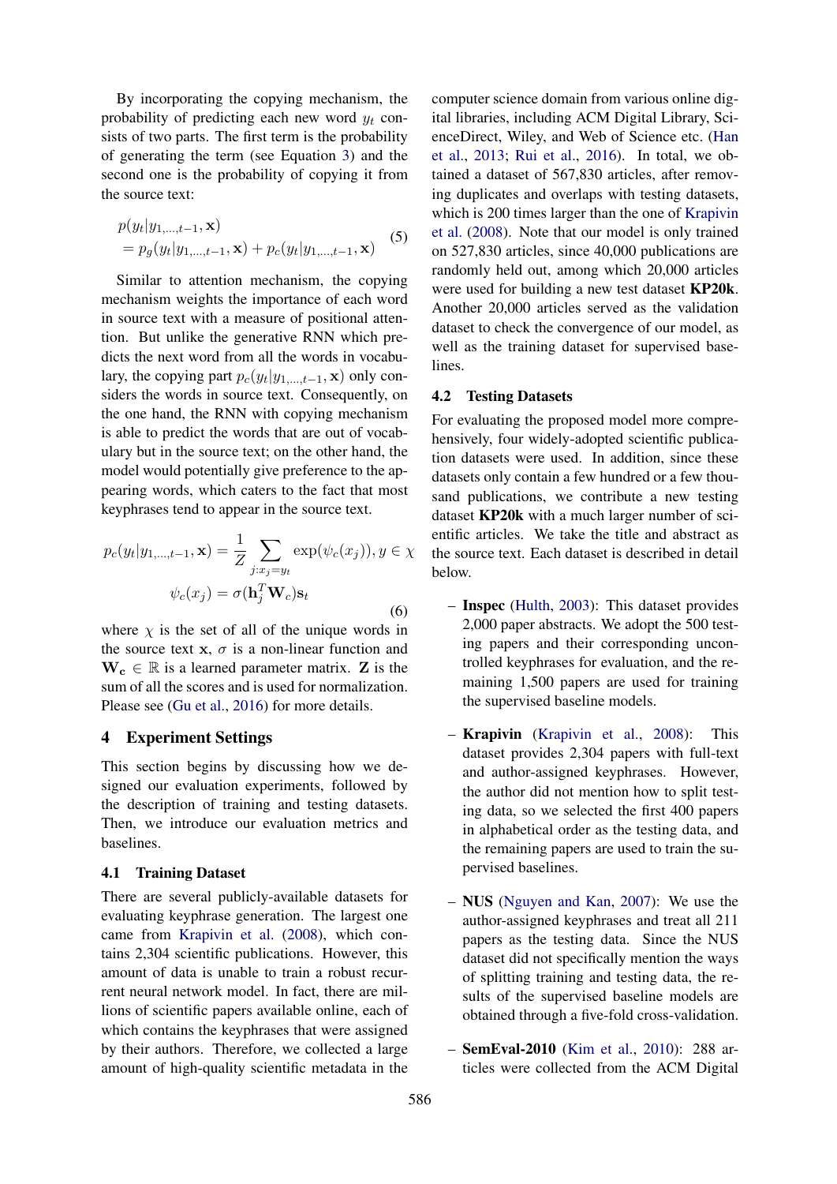By incorporating the copying mechanism, the probability of predicting each new word $y_t$ consists of two parts. The first term is the probability of generating the term (see Equation 3) and the second one is the probability of copying it from the source text:

$$p(y_t|y_{1,...,t-1}, \mathbf{x}) = p_g(y_t|y_{1,...,t-1}, \mathbf{x}) + p_c(y_t|y_{1,...,t-1}, \mathbf{x}) \quad (5)$$

Similar to attention mechanism, the copying mechanism weights the importance of each word in source text with a measure of positional attention. But unlike the generative RNN which predicts the next word from all the words in vocabulary, the copying part $p_c(y_t|y_{1,...,t-1}, \mathbf{x})$ only considers the words in source text. Consequently, on the one hand, the RNN with copying mechanism is able to predict the words that are out of vocabulary but in the source text; on the other hand, the model would potentially give preference to the appearing words, which caters to the fact that most keyphrases tend to appear in the source text.

$$p_c(y_t|y_{1,...,t-1}, \mathbf{x}) = \frac{1}{Z} \sum_{j:x_j=y_t} \exp(\psi_c(x_j)), y \in \chi$$
$$\psi_c(x_j) = \sigma(\mathbf{h}_j^T \mathbf{W}_c)\mathbf{s}_t \quad (6)$$

where $\chi$ is the set of all of the unique words in the source text $\mathbf{x}$, $\sigma$ is a non-linear function and $\mathbf{W_c} \in \mathbb{R}$ is a learned parameter matrix. $\mathbf{Z}$ is the sum of all the scores and is used for normalization. Please see (Gu et al., 2016) for more details.

## 4 Experiment Settings

This section begins by discussing how we designed our evaluation experiments, followed by the description of training and testing datasets. Then, we introduce our evaluation metrics and baselines.

### 4.1 Training Dataset

There are several publicly-available datasets for evaluating keyphrase generation. The largest one came from Krapivin et al. (2008), which contains 2,304 scientific publications. However, this amount of data is unable to train a robust recurrent neural network model. In fact, there are millions of scientific papers available online, each of which contains the keyphrases that were assigned by their authors. Therefore, we collected a large amount of high-quality scientific metadata in the computer science domain from various online digital libraries, including ACM Digital Library, ScienceDirect, Wiley, and Web of Science etc. (Han et al., 2013; Rui et al., 2016). In total, we obtained a dataset of 567,830 articles, after removing duplicates and overlaps with testing datasets, which is 200 times larger than the one of Krapivin et al. (2008). Note that our model is only trained on 527,830 articles, since 40,000 publications are randomly held out, among which 20,000 articles were used for building a new test dataset **KP20k**. Another 20,000 articles served as the validation dataset to check the convergence of our model, as well as the training dataset for supervised baselines.

### 4.2 Testing Datasets

For evaluating the proposed model more comprehensively, four widely-adopted scientific publication datasets were used. In addition, since these datasets only contain a few hundred or a few thousand publications, we contribute a new testing dataset **KP20k** with a much larger number of scientific articles. We take the title and abstract as the source text. Each dataset is described in detail below.

- **Inspec** (Hulth, 2003): This dataset provides 2,000 paper abstracts. We adopt the 500 testing papers and their corresponding uncontrolled keyphrases for evaluation, and the remaining 1,500 papers are used for training the supervised baseline models.
- **Krapivin** (Krapivin et al., 2008): This dataset provides 2,304 papers with full-text and author-assigned keyphrases. However, the author did not mention how to split testing data, so we selected the first 400 papers in alphabetical order as the testing data, and the remaining papers are used to train the supervised baselines.
- **NUS** (Nguyen and Kan, 2007): We use the author-assigned keyphrases and treat all 211 papers as the testing data. Since the NUS dataset did not specifically mention the ways of splitting training and testing data, the results of the supervised baseline models are obtained through a five-fold cross-validation.
- **SemEval-2010** (Kim et al., 2010): 288 articles were collected from the ACM Digital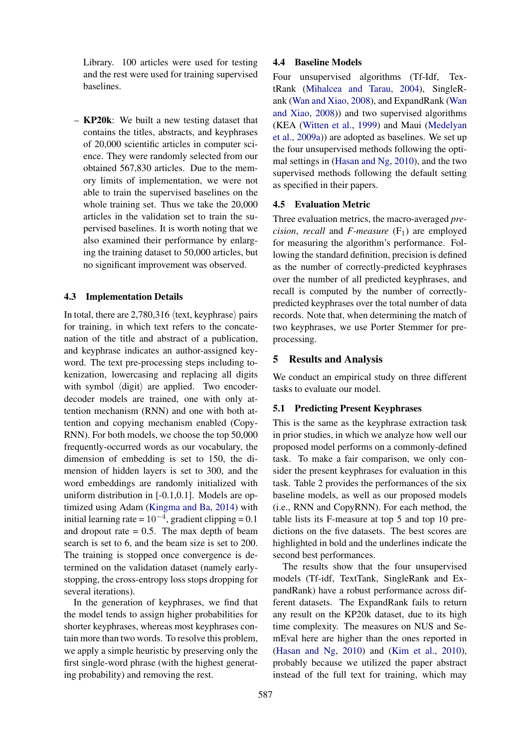Library. 100 articles were used for testing and the rest were used for training supervised baselines.

– **KP20k**: We built a new testing dataset that contains the titles, abstracts, and keyphrases of 20,000 scientific articles in computer science. They were randomly selected from our obtained 567,830 articles. Due to the memory limits of implementation, we were not able to train the supervised baselines on the whole training set. Thus we take the 20,000 articles in the validation set to train the supervised baselines. It is worth noting that we also examined their performance by enlarging the training dataset to 50,000 articles, but no significant improvement was observed.

### 4.3 Implementation Details

In total, there are 2,780,316 ⟨text, keyphrase⟩ pairs for training, in which text refers to the concatenation of the title and abstract of a publication, and keyphrase indicates an author-assigned keyword. The text pre-processing steps including tokenization, lowercasing and replacing all digits with symbol ⟨digit⟩ are applied. Two encoder-decoder models are trained, one with only attention mechanism (RNN) and one with both attention and copying mechanism enabled (CopyRNN). For both models, we choose the top 50,000 frequently-occurred words as our vocabulary, the dimension of embedding is set to 150, the dimension of hidden layers is set to 300, and the word embeddings are randomly initialized with uniform distribution in [-0.1,0.1]. Models are optimized using Adam (Kingma and Ba, 2014) with initial learning rate = $10^{-4}$, gradient clipping = 0.1 and dropout rate = 0.5. The max depth of beam search is set to 6, and the beam size is set to 200. The training is stopped once convergence is determined on the validation dataset (namely early-stopping, the cross-entropy loss stops dropping for several iterations).

In the generation of keyphrases, we find that the model tends to assign higher probabilities for shorter keyphrases, whereas most keyphrases contain more than two words. To resolve this problem, we apply a simple heuristic by preserving only the first single-word phrase (with the highest generating probability) and removing the rest.

### 4.4 Baseline Models

Four unsupervised algorithms (Tf-Idf, TextRank (Mihalcea and Tarau, 2004), SingleRank (Wan and Xiao, 2008), and ExpandRank (Wan and Xiao, 2008)) and two supervised algorithms (KEA (Witten et al., 1999) and Maui (Medelyan et al., 2009a)) are adopted as baselines. We set up the four unsupervised methods following the optimal settings in (Hasan and Ng, 2010), and the two supervised methods following the default setting as specified in their papers.

### 4.5 Evaluation Metric

Three evaluation metrics, the macro-averaged *precision*, *recall* and *F-measure* ($F_1$) are employed for measuring the algorithm's performance. Following the standard definition, precision is defined as the number of correctly-predicted keyphrases over the number of all predicted keyphrases, and recall is computed by the number of correctly-predicted keyphrases over the total number of data records. Note that, when determining the match of two keyphrases, we use Porter Stemmer for pre-processing.

## 5 Results and Analysis

We conduct an empirical study on three different tasks to evaluate our model.

### 5.1 Predicting Present Keyphrases

This is the same as the keyphrase extraction task in prior studies, in which we analyze how well our proposed model performs on a commonly-defined task. To make a fair comparison, we only consider the present keyphrases for evaluation in this task. Table 2 provides the performances of the six baseline models, as well as our proposed models (i.e., RNN and CopyRNN). For each method, the table lists its F-measure at top 5 and top 10 predictions on the five datasets. The best scores are highlighted in bold and the underlines indicate the second best performances.

The results show that the four unsupervised models (Tf-idf, TextTank, SingleRank and ExpandRank) have a robust performance across different datasets. The ExpandRank fails to return any result on the KP20k dataset, due to its high time complexity. The measures on NUS and SemEval here are higher than the ones reported in (Hasan and Ng, 2010) and (Kim et al., 2010), probably because we utilized the paper abstract instead of the full text for training, which may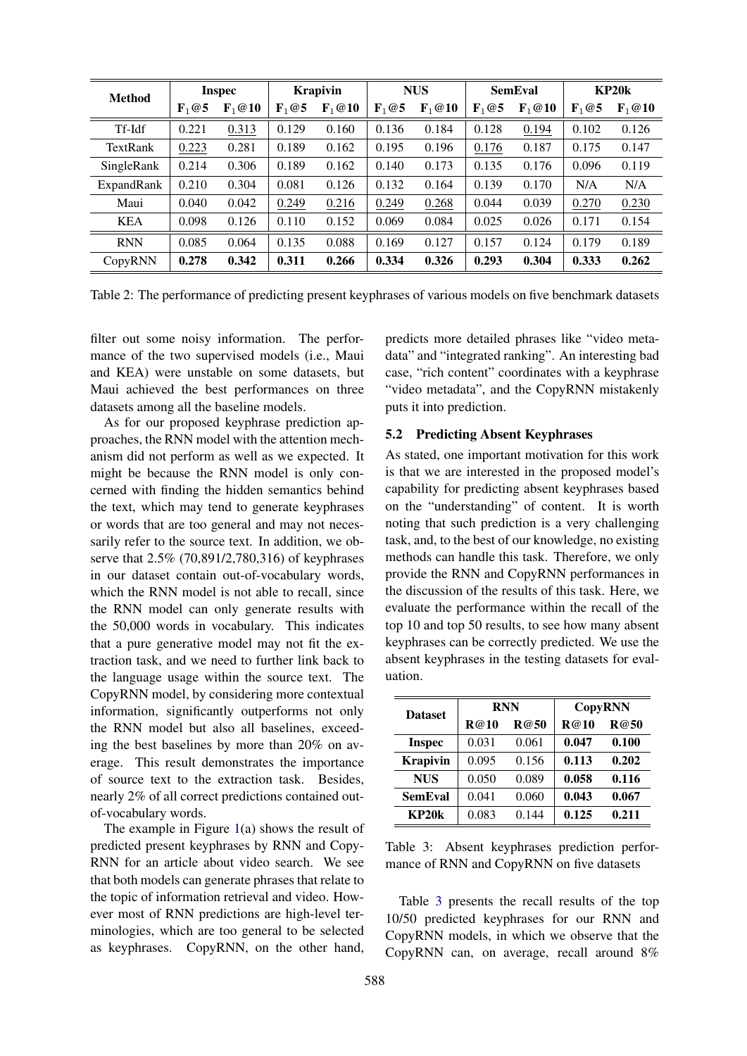| Method | Inspec | | Krapivin | | NUS | | SemEval | | KP20k | |
|---|---|---|---|---|---|---|---|---|---|---|
| | $F_1$@5 | $F_1$@10 | $F_1$@5 | $F_1$@10 | $F_1$@5 | $F_1$@10 | $F_1$@5 | $F_1$@10 | $F_1$@5 | $F_1$@10 |
| Tf-Idf | 0.221 | 0.313 | 0.129 | 0.160 | 0.136 | 0.184 | 0.128 | 0.194 | 0.102 | 0.126 |
| TextRank | 0.223 | 0.281 | 0.189 | 0.162 | 0.195 | 0.196 | 0.176 | 0.187 | 0.175 | 0.147 |
| SingleRank | 0.214 | 0.306 | 0.189 | 0.162 | 0.140 | 0.173 | 0.135 | 0.176 | 0.096 | 0.119 |
| ExpandRank | 0.210 | 0.304 | 0.081 | 0.126 | 0.132 | 0.164 | 0.139 | 0.170 | N/A | N/A |
| Maui | 0.040 | 0.042 | 0.249 | 0.216 | 0.249 | 0.268 | 0.044 | 0.039 | 0.270 | 0.230 |
| KEA | 0.098 | 0.126 | 0.110 | 0.152 | 0.069 | 0.084 | 0.025 | 0.026 | 0.171 | 0.154 |
| RNN | 0.085 | 0.064 | 0.135 | 0.088 | 0.169 | 0.127 | 0.157 | 0.124 | 0.179 | 0.189 |
| CopyRNN | **0.278** | **0.342** | **0.311** | **0.266** | **0.334** | **0.326** | **0.293** | **0.304** | **0.333** | **0.262** |

Table 2: The performance of predicting present keyphrases of various models on five benchmark datasets

filter out some noisy information. The performance of the two supervised models (i.e., Maui and KEA) were unstable on some datasets, but Maui achieved the best performances on three datasets among all the baseline models.

As for our proposed keyphrase prediction approaches, the RNN model with the attention mechanism did not perform as well as we expected. It might be because the RNN model is only concerned with finding the hidden semantics behind the text, which may tend to generate keyphrases or words that are too general and may not necessarily refer to the source text. In addition, we observe that 2.5% (70,891/2,780,316) of keyphrases in our dataset contain out-of-vocabulary words, which the RNN model is not able to recall, since the RNN model can only generate results with the 50,000 words in vocabulary. This indicates that a pure generative model may not fit the extraction task, and we need to further link back to the language usage within the source text. The CopyRNN model, by considering more contextual information, significantly outperforms not only the RNN model but also all baselines, exceeding the best baselines by more than 20% on average. This result demonstrates the importance of source text to the extraction task. Besides, nearly 2% of all correct predictions contained out-of-vocabulary words.

The example in Figure 1(a) shows the result of predicted present keyphrases by RNN and CopyRNN for an article about video search. We see that both models can generate phrases that relate to the topic of information retrieval and video. However most of RNN predictions are high-level terminologies, which are too general to be selected as keyphrases. CopyRNN, on the other hand, predicts more detailed phrases like "video metadata" and "integrated ranking". An interesting bad case, "rich content" coordinates with a keyphrase "video metadata", and the CopyRNN mistakenly puts it into prediction.

### 5.2 Predicting Absent Keyphrases

As stated, one important motivation for this work is that we are interested in the proposed model's capability for predicting absent keyphrases based on the "understanding" of content. It is worth noting that such prediction is a very challenging task, and, to the best of our knowledge, no existing methods can handle this task. Therefore, we only provide the RNN and CopyRNN performances in the discussion of the results of this task. Here, we evaluate the performance within the recall of the top 10 and top 50 results, to see how many absent keyphrases can be correctly predicted. We use the absent keyphrases in the testing datasets for evaluation.

| Dataset | RNN | | CopyRNN | |
|---|---|---|---|---|
| | R@10 | R@50 | R@10 | R@50 |
| **Inspec** | 0.031 | 0.061 | **0.047** | **0.100** |
| **Krapivin** | 0.095 | 0.156 | **0.113** | **0.202** |
| **NUS** | 0.050 | 0.089 | **0.058** | **0.116** |
| **SemEval** | 0.041 | 0.060 | **0.043** | **0.067** |
| **KP20k** | 0.083 | 0.144 | **0.125** | **0.211** |

Table 3: Absent keyphrases prediction performance of RNN and CopyRNN on five datasets

Table 3 presents the recall results of the top 10/50 predicted keyphrases for our RNN and CopyRNN models, in which we observe that the CopyRNN can, on average, recall around 8%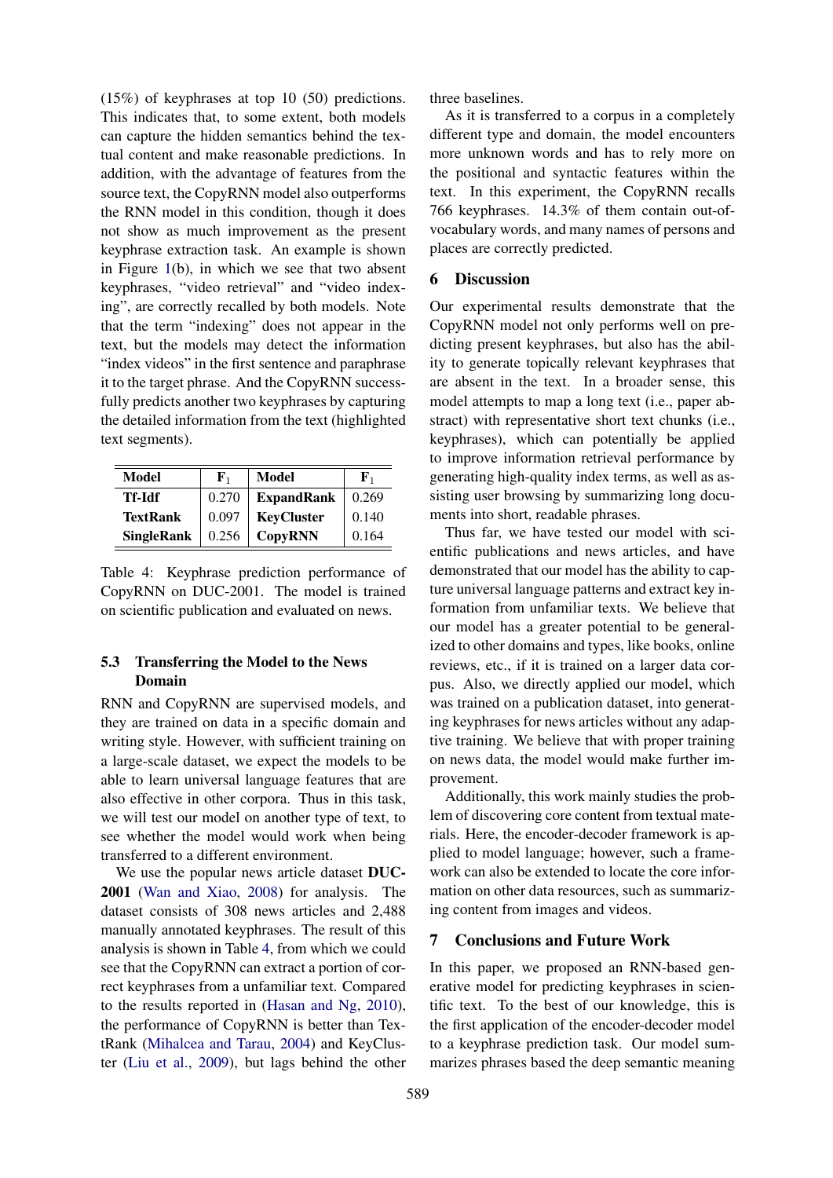(15%) of keyphrases at top 10 (50) predictions. This indicates that, to some extent, both models can capture the hidden semantics behind the textual content and make reasonable predictions. In addition, with the advantage of features from the source text, the CopyRNN model also outperforms the RNN model in this condition, though it does not show as much improvement as the present keyphrase extraction task. An example is shown in Figure 1(b), in which we see that two absent keyphrases, "video retrieval" and "video indexing", are correctly recalled by both models. Note that the term "indexing" does not appear in the text, but the models may detect the information "index videos" in the first sentence and paraphrase it to the target phrase. And the CopyRNN successfully predicts another two keyphrases by capturing the detailed information from the text (highlighted text segments).

| Model | $F_1$ | Model | $F_1$ |
|---|---|---|---|
| **Tf-Idf** | 0.270 | **ExpandRank** | 0.269 |
| **TextRank** | 0.097 | **KeyCluster** | 0.140 |
| **SingleRank** | 0.256 | **CopyRNN** | 0.164 |

Table 4: Keyphrase prediction performance of CopyRNN on DUC-2001. The model is trained on scientific publication and evaluated on news.

### 5.3 Transferring the Model to the News Domain

RNN and CopyRNN are supervised models, and they are trained on data in a specific domain and writing style. However, with sufficient training on a large-scale dataset, we expect the models to be able to learn universal language features that are also effective in other corpora. Thus in this task, we will test our model on another type of text, to see whether the model would work when being transferred to a different environment.

We use the popular news article dataset **DUC-2001** (Wan and Xiao, 2008) for analysis. The dataset consists of 308 news articles and 2,488 manually annotated keyphrases. The result of this analysis is shown in Table 4, from which we could see that the CopyRNN can extract a portion of correct keyphrases from a unfamiliar text. Compared to the results reported in (Hasan and Ng, 2010), the performance of CopyRNN is better than TextRank (Mihalcea and Tarau, 2004) and KeyCluster (Liu et al., 2009), but lags behind the other three baselines.

As it is transferred to a corpus in a completely different type and domain, the model encounters more unknown words and has to rely more on the positional and syntactic features within the text. In this experiment, the CopyRNN recalls 766 keyphrases. 14.3% of them contain out-of-vocabulary words, and many names of persons and places are correctly predicted.

## 6 Discussion

Our experimental results demonstrate that the CopyRNN model not only performs well on predicting present keyphrases, but also has the ability to generate topically relevant keyphrases that are absent in the text. In a broader sense, this model attempts to map a long text (i.e., paper abstract) with representative short text chunks (i.e., keyphrases), which can potentially be applied to improve information retrieval performance by generating high-quality index terms, as well as assisting user browsing by summarizing long documents into short, readable phrases.

Thus far, we have tested our model with scientific publications and news articles, and have demonstrated that our model has the ability to capture universal language patterns and extract key information from unfamiliar texts. We believe that our model has a greater potential to be generalized to other domains and types, like books, online reviews, etc., if it is trained on a larger data corpus. Also, we directly applied our model, which was trained on a publication dataset, into generating keyphrases for news articles without any adaptive training. We believe that with proper training on news data, the model would make further improvement.

Additionally, this work mainly studies the problem of discovering core content from textual materials. Here, the encoder-decoder framework is applied to model language; however, such a framework can also be extended to locate the core information on other data resources, such as summarizing content from images and videos.

## 7 Conclusions and Future Work

In this paper, we proposed an RNN-based generative model for predicting keyphrases in scientific text. To the best of our knowledge, this is the first application of the encoder-decoder model to a keyphrase prediction task. Our model summarizes phrases based the deep semantic meaning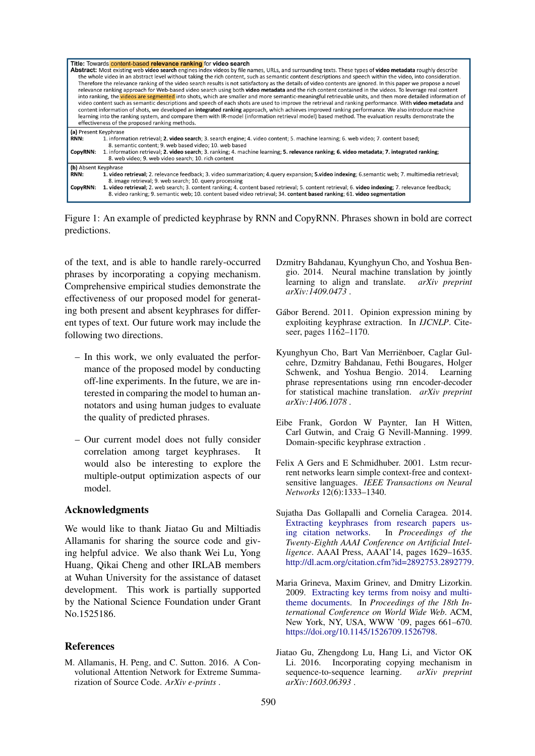**Title:** Towards content-based **relevance ranking** for **video search**

**Abstract:** Most existing web **video search** engines index videos by file names, URLs, and surrounding texts. These types of **video metadata** roughly describe the whole video in an abstract level without taking the rich content, such as semantic content descriptions and speech within the video, into consideration. Therefore the relevance ranking of the video search results is not satisfactory as the details of video contents are ignored. In this paper we propose a novel relevance ranking approach for Web-based video search using both **video metadata** and the rich content contained in the videos. To leverage real content into ranking, the videos are segmented into shots, which are smaller and more semantic-meaningful retrievable units, and then more detailed information of video content such as semantic descriptions and speech of each shots are used to improve the retrieval and ranking performance. With **video metadata** and content information of shots, we developed an **integrated ranking** approach, which achieves improved ranking performance. We also introduce machine learning into the ranking system, and compare them with IR-model (information retrieval model) based method. The evaluation results demonstrate the effectiveness of the proposed ranking methods.

**(a)** Present Keyphrase

**RNN:** 1. information retrieval; **2. video search**; 3. search engine; 4. video content; 5. machine learning; 6. web video; 7. content based; 8. semantic content; 9. web based video; 10. web based

**CopyRNN:** 1. information retrieval; **2. video search**; 3. ranking; 4. machine learning; **5. relevance ranking**; **6. video metadata**; **7. integrated ranking**; 8. web video; 9. web video search; 10. rich content

**(b)** Absent Keyphrase

**RNN:** **1. video retrieval**; 2. relevance feedback; 3. video summarization; 4.query expansion; **5.video indexing**; 6.semantic web; 7. multimedia retrieval; 8. image retrieval; 9. web search; 10. query processing

**CopyRNN:** **1. video retrieval**; 2. web search; 3. content ranking; 4. content based retrieval; 5. content retrieval; **6. video indexing**; 7. relevance feedback; 8. video ranking; 9. semantic web; 10. content based video retrieval; **34. content based ranking**; **61. video segmentation**

Figure 1: An example of predicted keyphrase by RNN and CopyRNN. Phrases shown in bold are correct predictions.

of the text, and is able to handle rarely-occurred phrases by incorporating a copying mechanism. Comprehensive empirical studies demonstrate the effectiveness of our proposed model for generating both present and absent keyphrases for different types of text. Our future work may include the following two directions.

- In this work, we only evaluated the performance of the proposed model by conducting off-line experiments. In the future, we are interested in comparing the model to human annotators and using human judges to evaluate the quality of predicted phrases.

- Our current model does not fully consider correlation among target keyphrases. It would also be interesting to explore the multiple-output optimization aspects of our model.

## Acknowledgments

We would like to thank Jiatao Gu and Miltiadis Allamanis for sharing the source code and giving helpful advice. We also thank Wei Lu, Yong Huang, Qikai Cheng and other IRLAB members at Wuhan University for the assistance of dataset development. This work is partially supported by the National Science Foundation under Grant No.1525186.

## References

M. Allamanis, H. Peng, and C. Sutton. 2016. A Convolutional Attention Network for Extreme Summarization of Source Code. *ArXiv e-prints* .

Dzmitry Bahdanau, Kyunghyun Cho, and Yoshua Bengio. 2014. Neural machine translation by jointly learning to align and translate. *arXiv preprint arXiv:1409.0473* .

Gábor Berend. 2011. Opinion expression mining by exploiting keyphrase extraction. In *IJCNLP*. Citeseer, pages 1162–1170.

Kyunghyun Cho, Bart Van Merriënboer, Caglar Gulcehre, Dzmitry Bahdanau, Fethi Bougares, Holger Schwenk, and Yoshua Bengio. 2014. Learning phrase representations using rnn encoder-decoder for statistical machine translation. *arXiv preprint arXiv:1406.1078* .

Eibe Frank, Gordon W Paynter, Ian H Witten, Carl Gutwin, and Craig G Nevill-Manning. 1999. Domain-specific keyphrase extraction .

Felix A Gers and E Schmidhuber. 2001. Lstm recurrent networks learn simple context-free and context-sensitive languages. *IEEE Transactions on Neural Networks* 12(6):1333–1340.

Sujatha Das Gollapalli and Cornelia Caragea. 2014. Extracting keyphrases from research papers using citation networks. In *Proceedings of the Twenty-Eighth AAAI Conference on Artificial Intelligence*. AAAI Press, AAAI'14, pages 1629–1635. http://dl.acm.org/citation.cfm?id=2892753.2892779.

Maria Grineva, Maxim Grinev, and Dmitry Lizorkin. 2009. Extracting key terms from noisy and multi-theme documents. In *Proceedings of the 18th International Conference on World Wide Web*. ACM, New York, NY, USA, WWW '09, pages 661–670. https://doi.org/10.1145/1526709.1526798.

Jiatao Gu, Zhengdong Lu, Hang Li, and Victor OK Li. 2016. Incorporating copying mechanism in sequence-to-sequence learning. *arXiv preprint arXiv:1603.06393* .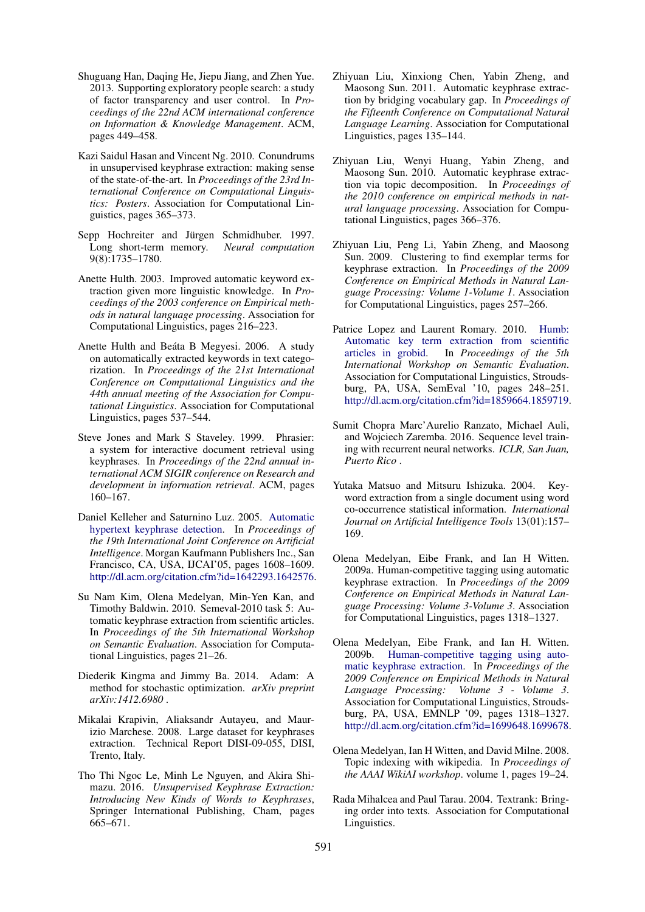Shuguang Han, Daqing He, Jiepu Jiang, and Zhen Yue. 2013. Supporting exploratory people search: a study of factor transparency and user control. In *Proceedings of the 22nd ACM international conference on Information & Knowledge Management*. ACM, pages 449–458.

Kazi Saidul Hasan and Vincent Ng. 2010. Conundrums in unsupervised keyphrase extraction: making sense of the state-of-the-art. In *Proceedings of the 23rd International Conference on Computational Linguistics: Posters*. Association for Computational Linguistics, pages 365–373.

Sepp Hochreiter and Jürgen Schmidhuber. 1997. Long short-term memory. *Neural computation* 9(8):1735–1780.

Anette Hulth. 2003. Improved automatic keyword extraction given more linguistic knowledge. In *Proceedings of the 2003 conference on Empirical methods in natural language processing*. Association for Computational Linguistics, pages 216–223.

Anette Hulth and Beáta B Megyesi. 2006. A study on automatically extracted keywords in text categorization. In *Proceedings of the 21st International Conference on Computational Linguistics and the 44th annual meeting of the Association for Computational Linguistics*. Association for Computational Linguistics, pages 537–544.

Steve Jones and Mark S Staveley. 1999. Phrasier: a system for interactive document retrieval using keyphrases. In *Proceedings of the 22nd annual international ACM SIGIR conference on Research and development in information retrieval*. ACM, pages 160–167.

Daniel Kelleher and Saturnino Luz. 2005. Automatic hypertext keyphrase detection. In *Proceedings of the 19th International Joint Conference on Artificial Intelligence*. Morgan Kaufmann Publishers Inc., San Francisco, CA, USA, IJCAI'05, pages 1608–1609. http://dl.acm.org/citation.cfm?id=1642293.1642576.

Su Nam Kim, Olena Medelyan, Min-Yen Kan, and Timothy Baldwin. 2010. Semeval-2010 task 5: Automatic keyphrase extraction from scientific articles. In *Proceedings of the 5th International Workshop on Semantic Evaluation*. Association for Computational Linguistics, pages 21–26.

Diederik Kingma and Jimmy Ba. 2014. Adam: A method for stochastic optimization. *arXiv preprint arXiv:1412.6980* .

Mikalai Krapivin, Aliaksandr Autayeu, and Maurizio Marchese. 2008. Large dataset for keyphrases extraction. Technical Report DISI-09-055, DISI, Trento, Italy.

Tho Thi Ngoc Le, Minh Le Nguyen, and Akira Shimazu. 2016. *Unsupervised Keyphrase Extraction: Introducing New Kinds of Words to Keyphrases*, Springer International Publishing, Cham, pages 665–671.

Zhiyuan Liu, Xinxiong Chen, Yabin Zheng, and Maosong Sun. 2011. Automatic keyphrase extraction by bridging vocabulary gap. In *Proceedings of the Fifteenth Conference on Computational Natural Language Learning*. Association for Computational Linguistics, pages 135–144.

Zhiyuan Liu, Wenyi Huang, Yabin Zheng, and Maosong Sun. 2010. Automatic keyphrase extraction via topic decomposition. In *Proceedings of the 2010 conference on empirical methods in natural language processing*. Association for Computational Linguistics, pages 366–376.

Zhiyuan Liu, Peng Li, Yabin Zheng, and Maosong Sun. 2009. Clustering to find exemplar terms for keyphrase extraction. In *Proceedings of the 2009 Conference on Empirical Methods in Natural Language Processing: Volume 1-Volume 1*. Association for Computational Linguistics, pages 257–266.

Patrice Lopez and Laurent Romary. 2010. Humb: Automatic key term extraction from scientific articles in grobid. In *Proceedings of the 5th International Workshop on Semantic Evaluation*. Association for Computational Linguistics, Stroudsburg, PA, USA, SemEval '10, pages 248–251. http://dl.acm.org/citation.cfm?id=1859664.1859719.

Sumit Chopra Marc'Aurelio Ranzato, Michael Auli, and Wojciech Zaremba. 2016. Sequence level training with recurrent neural networks. *ICLR, San Juan, Puerto Rico* .

Yutaka Matsuo and Mitsuru Ishizuka. 2004. Keyword extraction from a single document using word co-occurrence statistical information. *International Journal on Artificial Intelligence Tools* 13(01):157–169.

Olena Medelyan, Eibe Frank, and Ian H Witten. 2009a. Human-competitive tagging using automatic keyphrase extraction. In *Proceedings of the 2009 Conference on Empirical Methods in Natural Language Processing: Volume 3-Volume 3*. Association for Computational Linguistics, pages 1318–1327.

Olena Medelyan, Eibe Frank, and Ian H. Witten. 2009b. Human-competitive tagging using automatic keyphrase extraction. In *Proceedings of the 2009 Conference on Empirical Methods in Natural Language Processing: Volume 3 - Volume 3*. Association for Computational Linguistics, Stroudsburg, PA, USA, EMNLP '09, pages 1318–1327. http://dl.acm.org/citation.cfm?id=1699648.1699678.

Olena Medelyan, Ian H Witten, and David Milne. 2008. Topic indexing with wikipedia. In *Proceedings of the AAAI WikiAI workshop*. volume 1, pages 19–24.

Rada Mihalcea and Paul Tarau. 2004. Textrank: Bringing order into texts. Association for Computational Linguistics.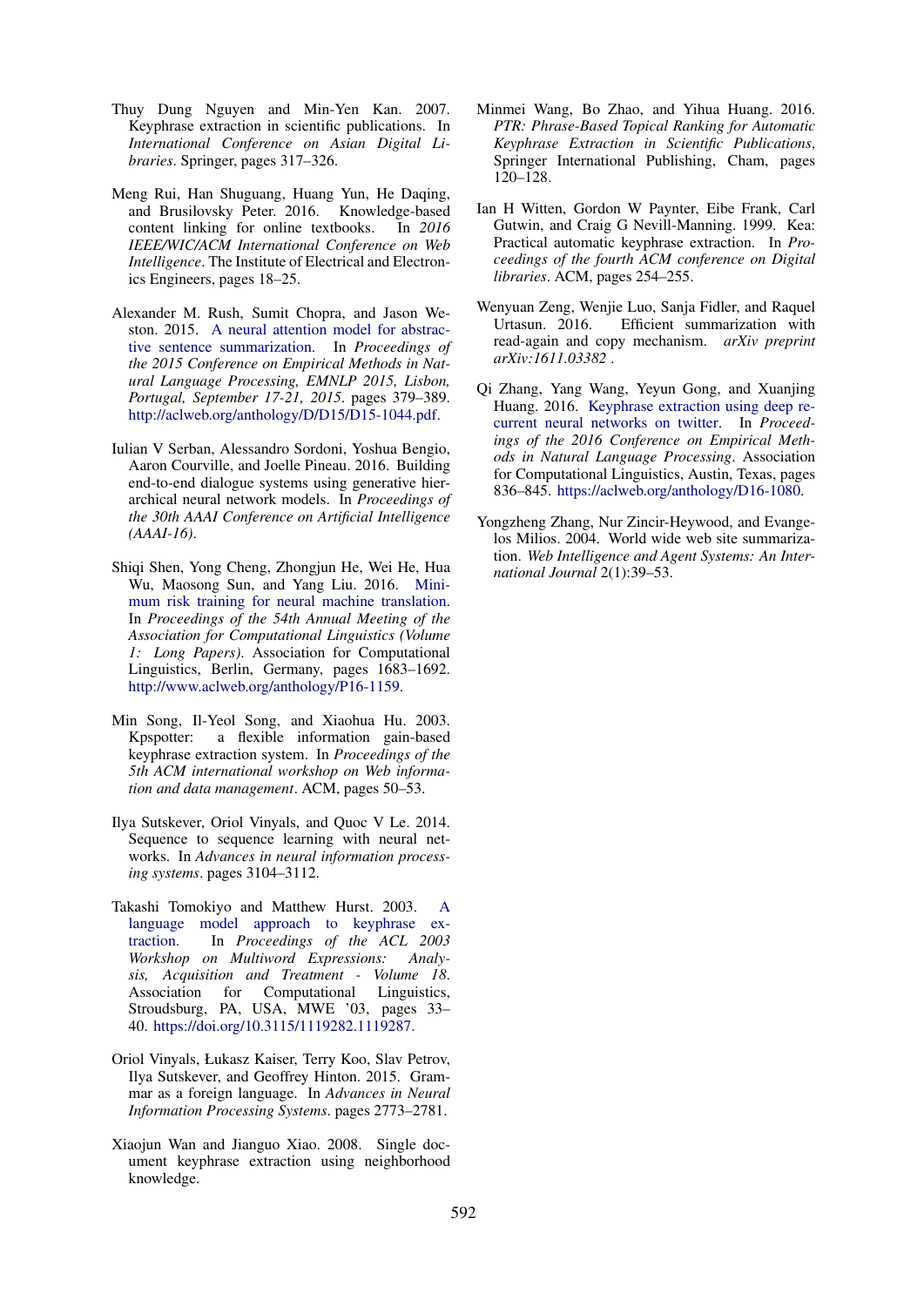Thuy Dung Nguyen and Min-Yen Kan. 2007. Keyphrase extraction in scientific publications. In *International Conference on Asian Digital Libraries*. Springer, pages 317–326.

Meng Rui, Han Shuguang, Huang Yun, He Daqing, and Brusilovsky Peter. 2016. Knowledge-based content linking for online textbooks. In *2016 IEEE/WIC/ACM International Conference on Web Intelligence*. The Institute of Electrical and Electronics Engineers, pages 18–25.

Alexander M. Rush, Sumit Chopra, and Jason Weston. 2015. A neural attention model for abstractive sentence summarization. In *Proceedings of the 2015 Conference on Empirical Methods in Natural Language Processing, EMNLP 2015, Lisbon, Portugal, September 17-21, 2015*. pages 379–389. http://aclweb.org/anthology/D/D15/D15-1044.pdf.

Iulian V Serban, Alessandro Sordoni, Yoshua Bengio, Aaron Courville, and Joelle Pineau. 2016. Building end-to-end dialogue systems using generative hierarchical neural network models. In *Proceedings of the 30th AAAI Conference on Artificial Intelligence (AAAI-16)*.

Shiqi Shen, Yong Cheng, Zhongjun He, Wei He, Hua Wu, Maosong Sun, and Yang Liu. 2016. Minimum risk training for neural machine translation. In *Proceedings of the 54th Annual Meeting of the Association for Computational Linguistics (Volume 1: Long Papers)*. Association for Computational Linguistics, Berlin, Germany, pages 1683–1692. http://www.aclweb.org/anthology/P16-1159.

Min Song, Il-Yeol Song, and Xiaohua Hu. 2003. Kpspotter: a flexible information gain-based keyphrase extraction system. In *Proceedings of the 5th ACM international workshop on Web information and data management*. ACM, pages 50–53.

Ilya Sutskever, Oriol Vinyals, and Quoc V Le. 2014. Sequence to sequence learning with neural networks. In *Advances in neural information processing systems*. pages 3104–3112.

Takashi Tomokiyo and Matthew Hurst. 2003. A language model approach to keyphrase extraction. In *Proceedings of the ACL 2003 Workshop on Multiword Expressions: Analysis, Acquisition and Treatment - Volume 18*. Association for Computational Linguistics, Stroudsburg, PA, USA, MWE '03, pages 33–40. https://doi.org/10.3115/1119282.1119287.

Oriol Vinyals, Łukasz Kaiser, Terry Koo, Slav Petrov, Ilya Sutskever, and Geoffrey Hinton. 2015. Grammar as a foreign language. In *Advances in Neural Information Processing Systems*. pages 2773–2781.

Xiaojun Wan and Jianguo Xiao. 2008. Single document keyphrase extraction using neighborhood knowledge.

Minmei Wang, Bo Zhao, and Yihua Huang. 2016. *PTR: Phrase-Based Topical Ranking for Automatic Keyphrase Extraction in Scientific Publications*, Springer International Publishing, Cham, pages 120–128.

Ian H Witten, Gordon W Paynter, Eibe Frank, Carl Gutwin, and Craig G Nevill-Manning. 1999. Kea: Practical automatic keyphrase extraction. In *Proceedings of the fourth ACM conference on Digital libraries*. ACM, pages 254–255.

Wenyuan Zeng, Wenjie Luo, Sanja Fidler, and Raquel Urtasun. 2016. Efficient summarization with read-again and copy mechanism. *arXiv preprint arXiv:1611.03382* .

Qi Zhang, Yang Wang, Yeyun Gong, and Xuanjing Huang. 2016. Keyphrase extraction using deep recurrent neural networks on twitter. In *Proceedings of the 2016 Conference on Empirical Methods in Natural Language Processing*. Association for Computational Linguistics, Austin, Texas, pages 836–845. https://aclweb.org/anthology/D16-1080.

Yongzheng Zhang, Nur Zincir-Heywood, and Evangelos Milios. 2004. World wide web site summarization. *Web Intelligence and Agent Systems: An International Journal* 2(1):39–53.